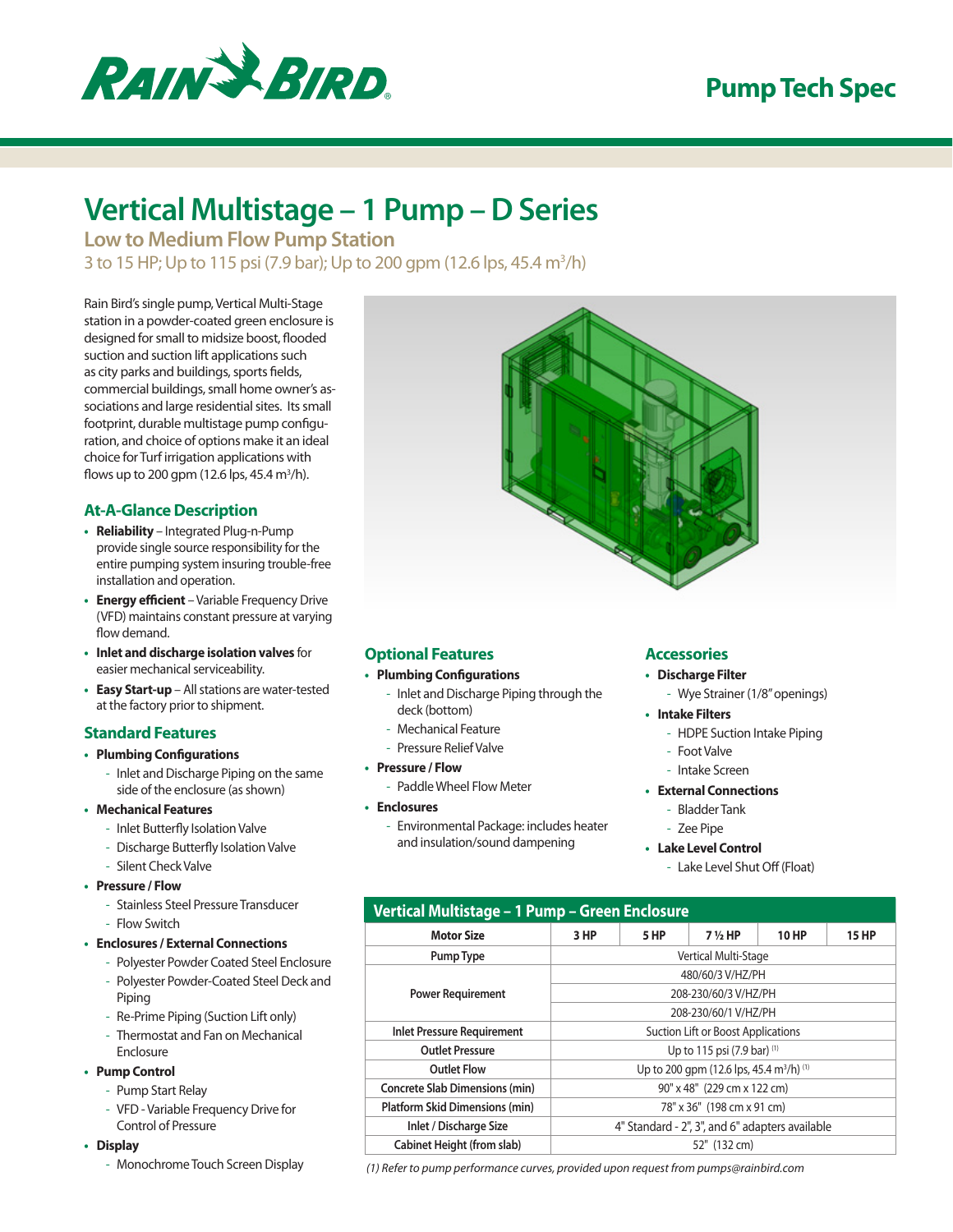# Pump Tech Spec

# Vertical Multistage – 1 Pump – D Series

## Low to Medium Flow Pump Station

3 to 15 HP; Up to 115 psi (7.9 bar); Up to 200 gpm (12.6 lps, 45.4 $m^3$/h)

Rain Bird's single pump, Vertical Multi-Stage station in a powder-coated green enclosure is designed for small to midsize boost, flooded suction and suction lift applications such as city parks and buildings, sports fields, commercial buildings, small home owner's associations and large residential sites. Its small footprint, durable multistage pump configuration, and choice of options make it an ideal choice for Turf irrigation applications with flows up to 200 gpm (12.6 lps, 45.4 $m^3$/h).

### At-A-Glance Description

- **Reliability** – Integrated Plug-n-Pump provide single source responsibility for the entire pumping system insuring trouble-free installation and operation.
- **Energy efficient** – Variable Frequency Drive (VFD) maintains constant pressure at varying flow demand.
- **Inlet and discharge isolation valves** for easier mechanical serviceability.
- **Easy Start-up** – All stations are water-tested at the factory prior to shipment.

### Standard Features

- **Plumbing Configurations**
  - Inlet and Discharge Piping on the same side of the enclosure (as shown)
- **Mechanical Features**
  - Inlet Butterfly Isolation Valve
  - Discharge Butterfly Isolation Valve
  - Silent Check Valve
- **Pressure / Flow**
  - Stainless Steel Pressure Transducer
  - Flow Switch
- **Enclosures / External Connections**
  - Polyester Powder Coated Steel Enclosure
  - Polyester Powder-Coated Steel Deck and Piping
  - Re-Prime Piping (Suction Lift only)
  - Thermostat and Fan on Mechanical Enclosure
- **Pump Control**
  - Pump Start Relay
  - VFD - Variable Frequency Drive for Control of Pressure
- **Display**
  - Monochrome Touch Screen Display

### Optional Features

- **Plumbing Configurations**
  - Inlet and Discharge Piping through the deck (bottom)
  - Mechanical Feature
  - Pressure Relief Valve
- **Pressure / Flow**
  - Paddle Wheel Flow Meter
- **Enclosures**
  - Environmental Package: includes heater and insulation/sound dampening

### Accessories

- **Discharge Filter**
  - Wye Strainer (1/8" openings)
- **Intake Filters**
  - HDPE Suction Intake Piping
  - Foot Valve
  - Intake Screen
- **External Connections**
  - Bladder Tank
  - Zee Pipe
- **Lake Level Control**
  - Lake Level Shut Off (Float)

### Vertical Multistage – 1 Pump – Green Enclosure

| Motor Size | 3 HP | 5 HP | 7 ½ HP | 10 HP | 15 HP |
|---|---|---|---|---|---|
| Pump Type | Vertical Multi-Stage | | | | |
| Power Requirement | 480/60/3 V/HZ/PH | | | | |
| | 208-230/60/3 V/HZ/PH | | | | |
| | 208-230/60/1 V/HZ/PH | | | | |
| Inlet Pressure Requirement | Suction Lift or Boost Applications | | | | |
| Outlet Pressure | Up to 115 psi (7.9 bar) (1) | | | | |
| Outlet Flow | Up to 200 gpm (12.6 lps, 45.4 $m^3$/h) (1) | | | | |
| Concrete Slab Dimensions (min) | 90" x 48" (229 cm x 122 cm) | | | | |
| Platform Skid Dimensions (min) | 78" x 36" (198 cm x 91 cm) | | | | |
| Inlet / Discharge Size | 4" Standard - 2", 3", and 6" adapters available | | | | |
| Cabinet Height (from slab) | 52" (132 cm) | | | | |

*(1) Refer to pump performance curves, provided upon request from pumps@rainbird.com*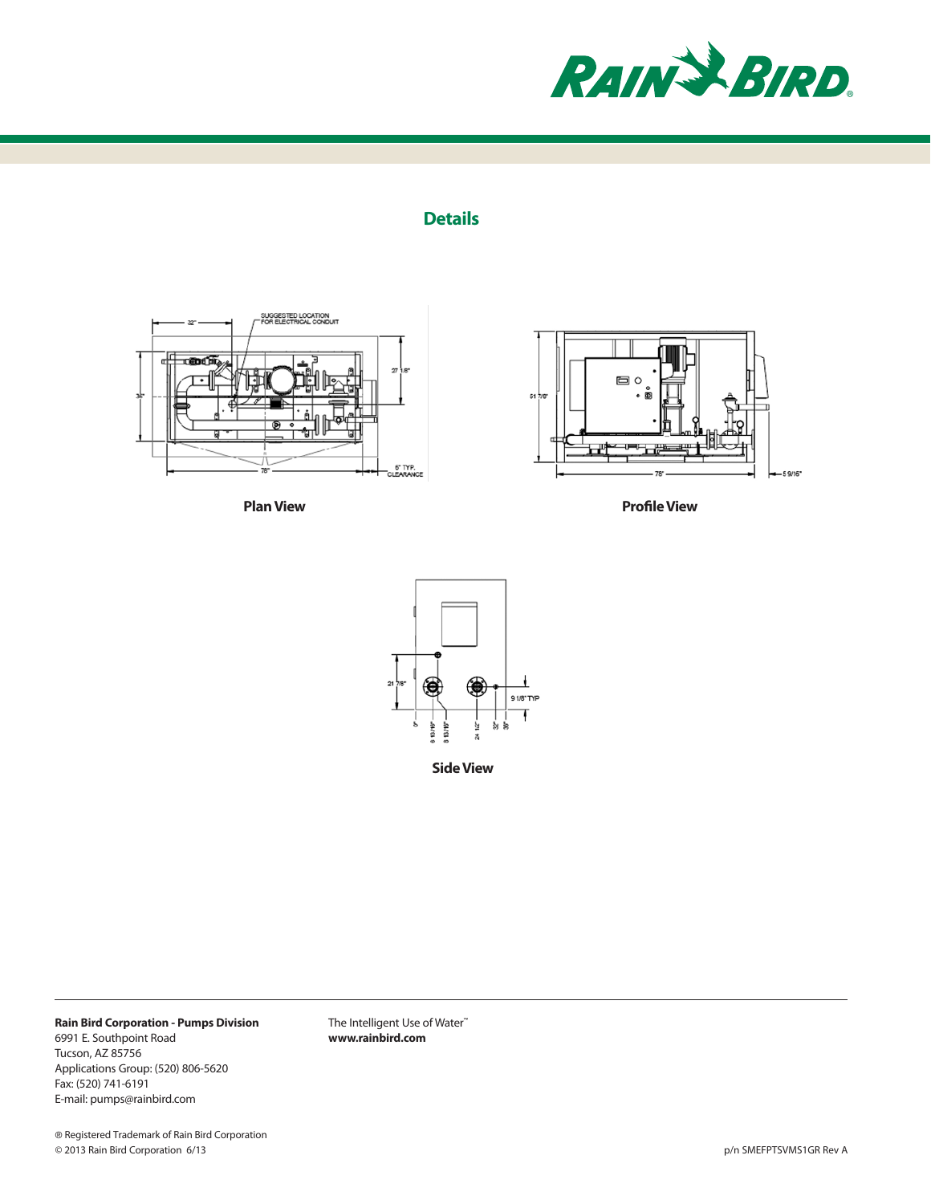## Details

SUGGESTED LOCATION FOR ELECTRICAL CONDUIT

32"

36"

27 1/8"

78"

5" TYP. CLEARANCE

**Plan View**

51 7/8"

78"

5 9/16"

**Profile View**

21 7/8"

9 1/8" TYP

0"

6 13/16"

8 13/16"

24 1/2"

32"

36"

**Side View**

**Rain Bird Corporation - Pumps Division**
6991 E. Southpoint Road
Tucson, AZ 85756
Applications Group: (520) 806-5620
Fax: (520) 741-6191
E-mail: pumps@rainbird.com

The Intelligent Use of Water™
**www.rainbird.com**

® Registered Trademark of Rain Bird Corporation
© 2013 Rain Bird Corporation 6/13

p/n SMEFPTSVMS1GR Rev A